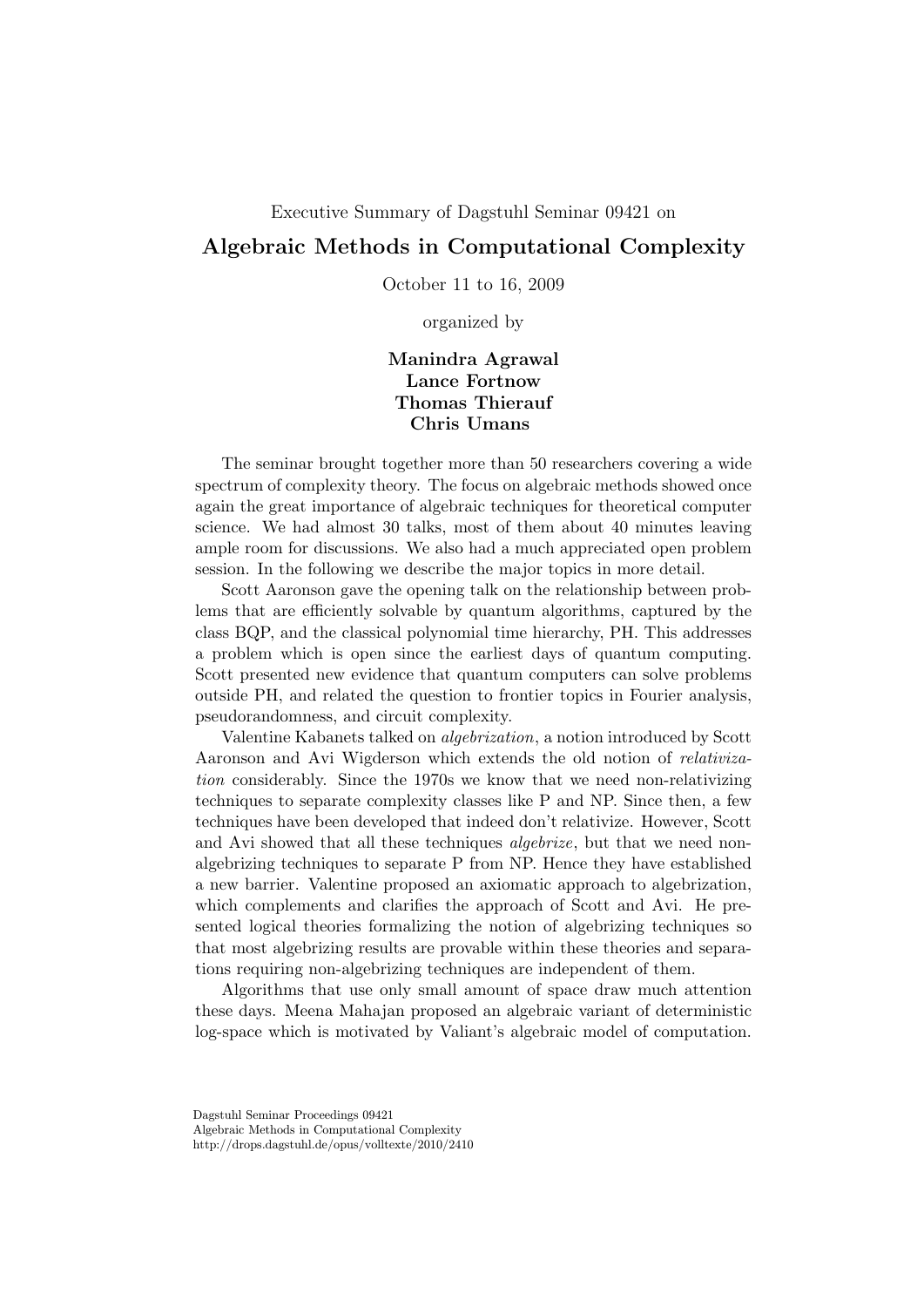Executive Summary of Dagstuhl Seminar 09421 on

# Algebraic Methods in Computational Complexity

October 11 to 16, 2009

organized by

**Manindra Agrawal**
**Lance Fortnow**
**Thomas Thierauf**
**Chris Umans**

The seminar brought together more than 50 researchers covering a wide spectrum of complexity theory. The focus on algebraic methods showed once again the great importance of algebraic techniques for theoretical computer science. We had almost 30 talks, most of them about 40 minutes leaving ample room for discussions. We also had a much appreciated open problem session. In the following we describe the major topics in more detail.

Scott Aaronson gave the opening talk on the relationship between problems that are efficiently solvable by quantum algorithms, captured by the class BQP, and the classical polynomial time hierarchy, PH. This addresses a problem which is open since the earliest days of quantum computing. Scott presented new evidence that quantum computers can solve problems outside PH, and related the question to frontier topics in Fourier analysis, pseudorandomness, and circuit complexity.

Valentine Kabanets talked on *algebrization*, a notion introduced by Scott Aaronson and Avi Wigderson which extends the old notion of *relativization* considerably. Since the 1970s we know that we need non-relativizing techniques to separate complexity classes like P and NP. Since then, a few techniques have been developed that indeed don't relativize. However, Scott and Avi showed that all these techniques *algebrize*, but that we need non-algebrizing techniques to separate P from NP. Hence they have established a new barrier. Valentine proposed an axiomatic approach to algebrization, which complements and clarifies the approach of Scott and Avi. He presented logical theories formalizing the notion of algebrizing techniques so that most algebrizing results are provable within these theories and separations requiring non-algebrizing techniques are independent of them.

Algorithms that use only small amount of space draw much attention these days. Meena Mahajan proposed an algebraic variant of deterministic log-space which is motivated by Valiant's algebraic model of computation.

Dagstuhl Seminar Proceedings 09421
Algebraic Methods in Computational Complexity
http://drops.dagstuhl.de/opus/volltexte/2010/2410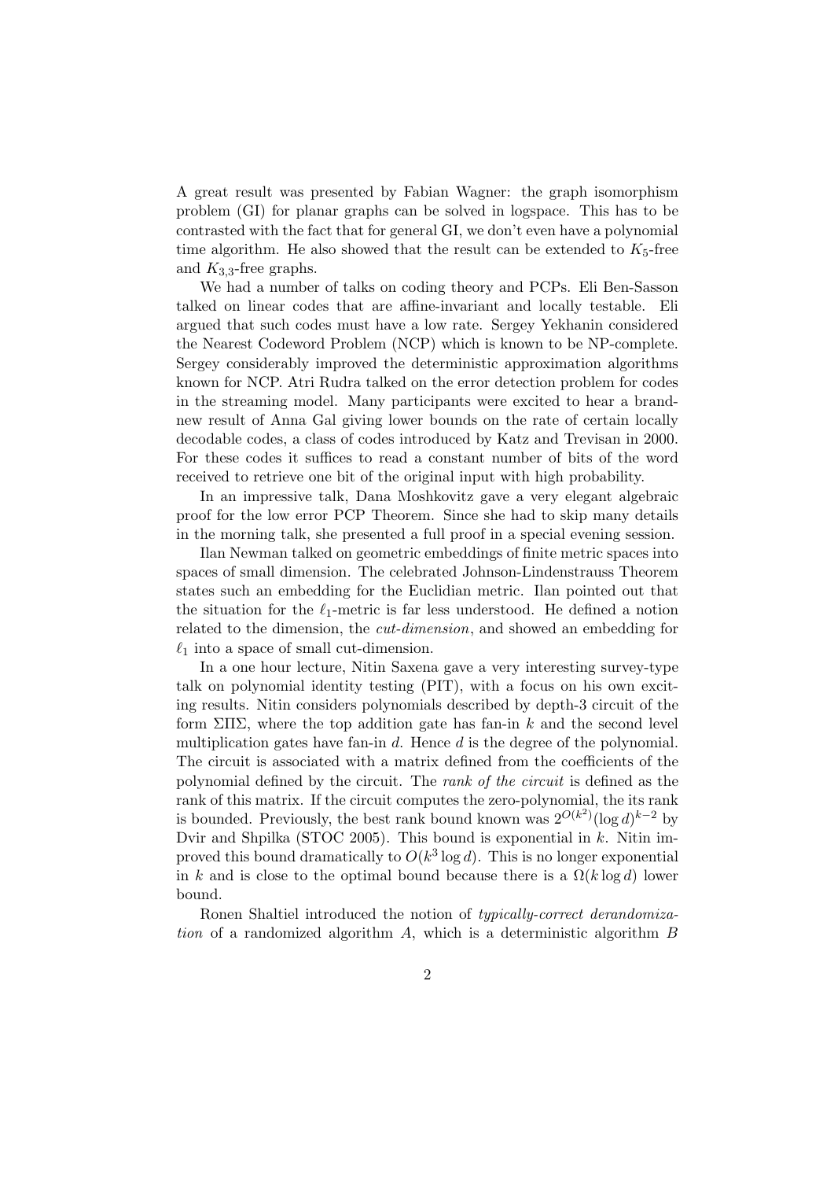A great result was presented by Fabian Wagner: the graph isomorphism problem (GI) for planar graphs can be solved in logspace. This has to be contrasted with the fact that for general GI, we don't even have a polynomial time algorithm. He also showed that the result can be extended to $K_5$-free and $K_{3,3}$-free graphs.

We had a number of talks on coding theory and PCPs. Eli Ben-Sasson talked on linear codes that are affine-invariant and locally testable. Eli argued that such codes must have a low rate. Sergey Yekhanin considered the Nearest Codeword Problem (NCP) which is known to be NP-complete. Sergey considerably improved the deterministic approximation algorithms known for NCP. Atri Rudra talked on the error detection problem for codes in the streaming model. Many participants were excited to hear a brand-new result of Anna Gal giving lower bounds on the rate of certain locally decodable codes, a class of codes introduced by Katz and Trevisan in 2000. For these codes it suffices to read a constant number of bits of the word received to retrieve one bit of the original input with high probability.

In an impressive talk, Dana Moshkovitz gave a very elegant algebraic proof for the low error PCP Theorem. Since she had to skip many details in the morning talk, she presented a full proof in a special evening session.

Ilan Newman talked on geometric embeddings of finite metric spaces into spaces of small dimension. The celebrated Johnson-Lindenstrauss Theorem states such an embedding for the Euclidian metric. Ilan pointed out that the situation for the $\ell_1$-metric is far less understood. He defined a notion related to the dimension, the *cut-dimension*, and showed an embedding for $\ell_1$ into a space of small cut-dimension.

In a one hour lecture, Nitin Saxena gave a very interesting survey-type talk on polynomial identity testing (PIT), with a focus on his own exciting results. Nitin considers polynomials described by depth-3 circuit of the form $\Sigma\Pi\Sigma$, where the top addition gate has fan-in $k$ and the second level multiplication gates have fan-in $d$. Hence $d$ is the degree of the polynomial. The circuit is associated with a matrix defined from the coefficients of the polynomial defined by the circuit. The *rank of the circuit* is defined as the rank of this matrix. If the circuit computes the zero-polynomial, the its rank is bounded. Previously, the best rank bound known was $2^{O(k^2)}(\log d)^{k-2}$ by Dvir and Shpilka (STOC 2005). This bound is exponential in $k$. Nitin improved this bound dramatically to $O(k^3 \log d)$. This is no longer exponential in $k$ and is close to the optimal bound because there is a $\Omega(k \log d)$ lower bound.

Ronen Shaltiel introduced the notion of *typically-correct derandomization* of a randomized algorithm $A$, which is a deterministic algorithm $B$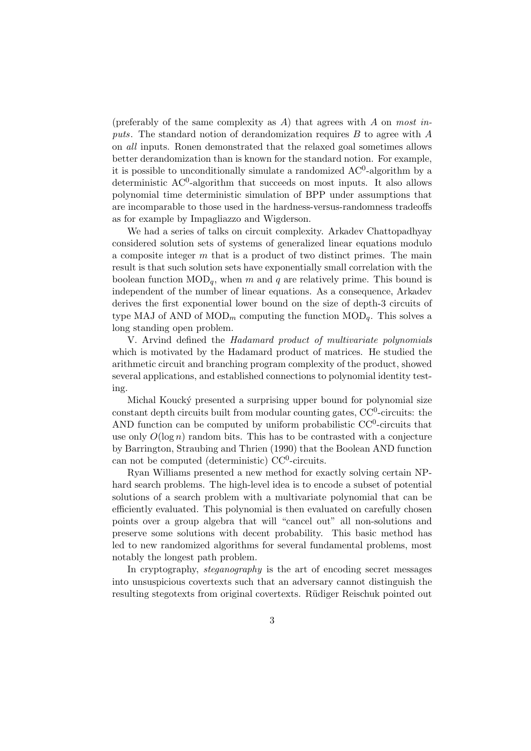(preferably of the same complexity as $A$) that agrees with $A$ on *most inputs*. The standard notion of derandomization requires $B$ to agree with $A$ on *all* inputs. Ronen demonstrated that the relaxed goal sometimes allows better derandomization than is known for the standard notion. For example, it is possible to unconditionally simulate a randomized $AC^0$-algorithm by a deterministic $AC^0$-algorithm that succeeds on most inputs. It also allows polynomial time deterministic simulation of BPP under assumptions that are incomparable to those used in the hardness-versus-randomness tradeoffs as for example by Impagliazzo and Wigderson.

We had a series of talks on circuit complexity. Arkadev Chattopadhyay considered solution sets of systems of generalized linear equations modulo a composite integer $m$ that is a product of two distinct primes. The main result is that such solution sets have exponentially small correlation with the boolean function $MOD_q$, when $m$ and $q$ are relatively prime. This bound is independent of the number of linear equations. As a consequence, Arkadev derives the first exponential lower bound on the size of depth-3 circuits of type MAJ of AND of $MOD_m$ computing the function $MOD_q$. This solves a long standing open problem.

V. Arvind defined the *Hadamard product of multivariate polynomials* which is motivated by the Hadamard product of matrices. He studied the arithmetic circuit and branching program complexity of the product, showed several applications, and established connections to polynomial identity testing.

Michal Koucký presented a surprising upper bound for polynomial size constant depth circuits built from modular counting gates, $CC^0$-circuits: the AND function can be computed by uniform probabilistic $CC^0$-circuits that use only $O(\log n)$ random bits. This has to be contrasted with a conjecture by Barrington, Straubing and Thrien (1990) that the Boolean AND function can not be computed (deterministic) $CC^0$-circuits.

Ryan Williams presented a new method for exactly solving certain NP-hard search problems. The high-level idea is to encode a subset of potential solutions of a search problem with a multivariate polynomial that can be efficiently evaluated. This polynomial is then evaluated on carefully chosen points over a group algebra that will "cancel out" all non-solutions and preserve some solutions with decent probability. This basic method has led to new randomized algorithms for several fundamental problems, most notably the longest path problem.

In cryptography, *steganography* is the art of encoding secret messages into unsuspicious covertexts such that an adversary cannot distinguish the resulting stegotexts from original covertexts. Rüdiger Reischuk pointed out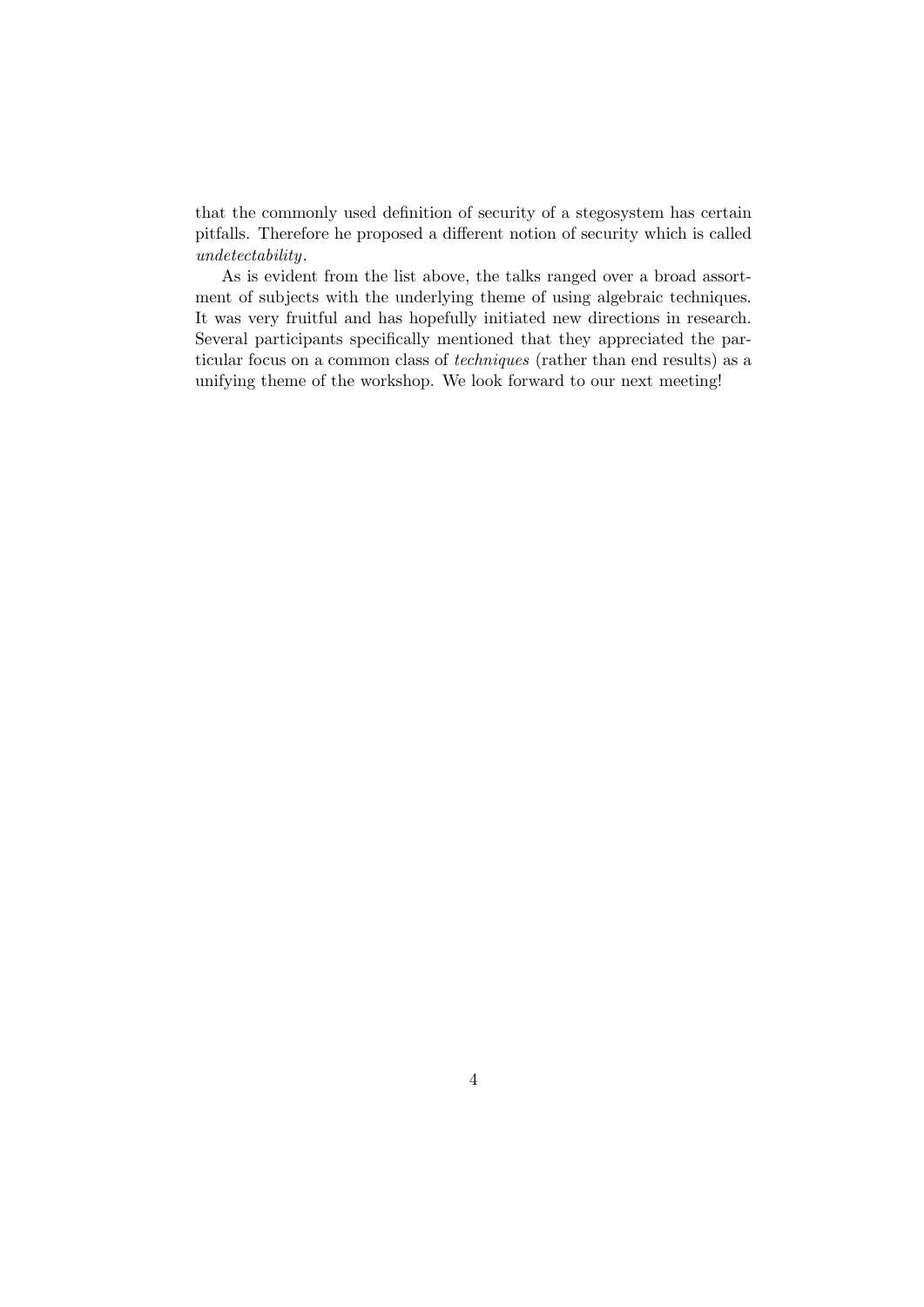that the commonly used definition of security of a stegosystem has certain pitfalls. Therefore he proposed a different notion of security which is called *undetectability*.

As is evident from the list above, the talks ranged over a broad assortment of subjects with the underlying theme of using algebraic techniques. It was very fruitful and has hopefully initiated new directions in research. Several participants specifically mentioned that they appreciated the particular focus on a common class of *techniques* (rather than end results) as a unifying theme of the workshop. We look forward to our next meeting!